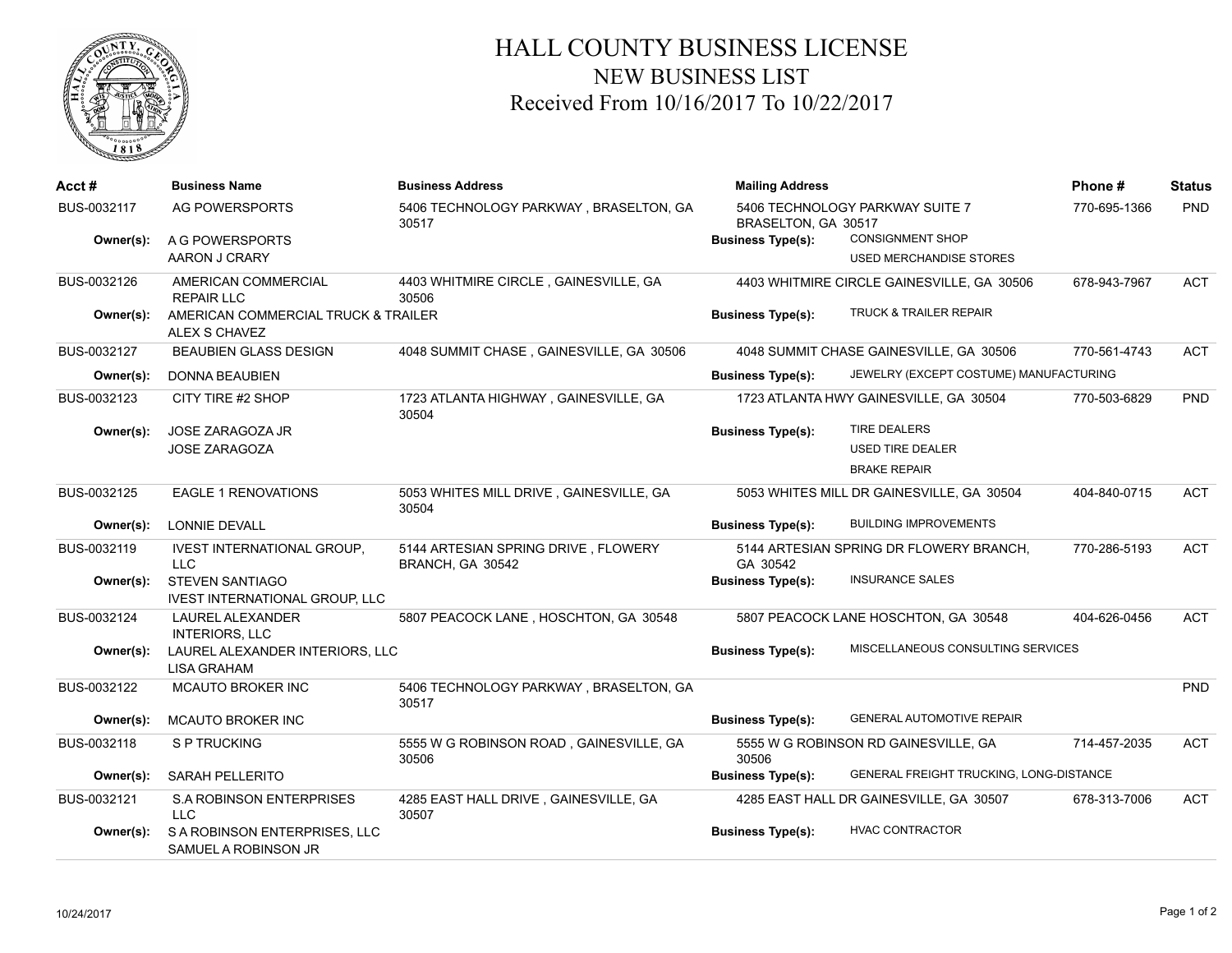# HALL COUNTY BUSINESS LICENSE
## NEW BUSINESS LIST
### Received From 10/16/2017 To 10/22/2017

| Acct # | Business Name | Business Address | Mailing Address | Phone # | Status |
|---|---|---|---|---|---|
| BUS-0032117 | AG POWERSPORTS | 5406 TECHNOLOGY PARKWAY , BRASELTON, GA 30517 | 5406 TECHNOLOGY PARKWAY SUITE 7 BRASELTON, GA 30517 | 770-695-1366 | PND |
| **Owner(s):** | A G POWERSPORTS<br>AARON J CRARY | | **Business Type(s):** CONSIGNMENT SHOP<br>USED MERCHANDISE STORES | | |
| BUS-0032126 | AMERICAN COMMERCIAL REPAIR LLC | 4403 WHITMIRE CIRCLE , GAINESVILLE, GA 30506 | 4403 WHITMIRE CIRCLE GAINESVILLE, GA 30506 | 678-943-7967 | ACT |
| **Owner(s):** | AMERICAN COMMERCIAL TRUCK & TRAILER<br>ALEX S CHAVEZ | | **Business Type(s):** TRUCK & TRAILER REPAIR | | |
| BUS-0032127 | BEAUBIEN GLASS DESIGN | 4048 SUMMIT CHASE , GAINESVILLE, GA 30506 | 4048 SUMMIT CHASE GAINESVILLE, GA 30506 | 770-561-4743 | ACT |
| **Owner(s):** | DONNA BEAUBIEN | | **Business Type(s):** JEWELRY (EXCEPT COSTUME) MANUFACTURING | | |
| BUS-0032123 | CITY TIRE #2 SHOP | 1723 ATLANTA HIGHWAY , GAINESVILLE, GA 30504 | 1723 ATLANTA HWY GAINESVILLE, GA 30504 | 770-503-6829 | PND |
| **Owner(s):** | JOSE ZARAGOZA JR<br>JOSE ZARAGOZA | | **Business Type(s):** TIRE DEALERS<br>USED TIRE DEALER<br>BRAKE REPAIR | | |
| BUS-0032125 | EAGLE 1 RENOVATIONS | 5053 WHITES MILL DRIVE , GAINESVILLE, GA 30504 | 5053 WHITES MILL DR GAINESVILLE, GA 30504 | 404-840-0715 | ACT |
| **Owner(s):** | LONNIE DEVALL | | **Business Type(s):** BUILDING IMPROVEMENTS | | |
| BUS-0032119 | IVEST INTERNATIONAL GROUP, LLC | 5144 ARTESIAN SPRING DRIVE , FLOWERY BRANCH, GA 30542 | 5144 ARTESIAN SPRING DR FLOWERY BRANCH, GA 30542 | 770-286-5193 | ACT |
| **Owner(s):** | STEVEN SANTIAGO<br>IVEST INTERNATIONAL GROUP, LLC | | **Business Type(s):** INSURANCE SALES | | |
| BUS-0032124 | LAUREL ALEXANDER INTERIORS, LLC | 5807 PEACOCK LANE , HOSCHTON, GA 30548 | 5807 PEACOCK LANE HOSCHTON, GA 30548 | 404-626-0456 | ACT |
| **Owner(s):** | LAUREL ALEXANDER INTERIORS, LLC<br>LISA GRAHAM | | **Business Type(s):** MISCELLANEOUS CONSULTING SERVICES | | |
| BUS-0032122 | MCAUTO BROKER INC | 5406 TECHNOLOGY PARKWAY , BRASELTON, GA 30517 | | | PND |
| **Owner(s):** | MCAUTO BROKER INC | | **Business Type(s):** GENERAL AUTOMOTIVE REPAIR | | |
| BUS-0032118 | S P TRUCKING | 5555 W G ROBINSON ROAD , GAINESVILLE, GA 30506 | 5555 W G ROBINSON RD GAINESVILLE, GA 30506 | 714-457-2035 | ACT |
| **Owner(s):** | SARAH PELLERITO | | **Business Type(s):** GENERAL FREIGHT TRUCKING, LONG-DISTANCE | | |
| BUS-0032121 | S.A ROBINSON ENTERPRISES LLC | 4285 EAST HALL DRIVE , GAINESVILLE, GA 30507 | 4285 EAST HALL DR GAINESVILLE, GA 30507 | 678-313-7006 | ACT |
| **Owner(s):** | S A ROBINSON ENTERPRISES, LLC<br>SAMUEL A ROBINSON JR | | **Business Type(s):** HVAC CONTRACTOR | | |

10/24/2017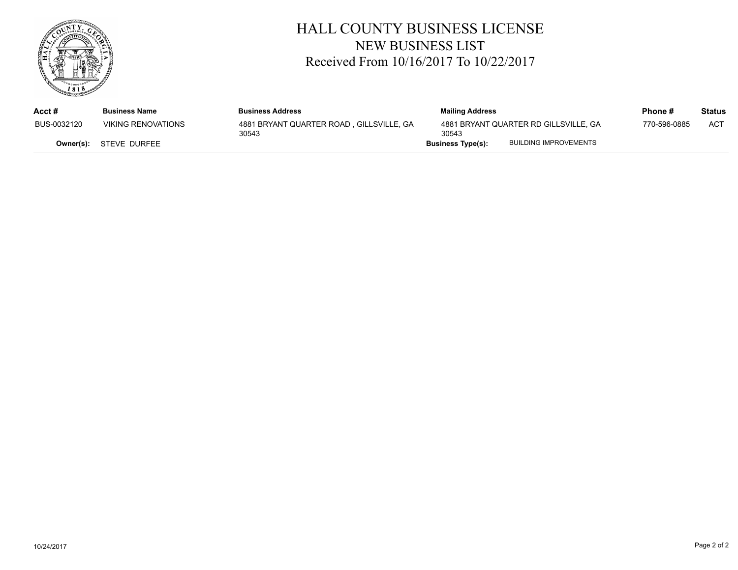# HALL COUNTY BUSINESS LICENSE

## NEW BUSINESS LIST

## Received From 10/16/2017 To 10/22/2017

| Acct # | Business Name | Business Address | Mailing Address | Phone # | Status |
|---|---|---|---|---|---|
| BUS-0032120 | VIKING RENOVATIONS | 4881 BRYANT QUARTER ROAD , GILLSVILLE, GA 30543 | 4881 BRYANT QUARTER RD GILLSVILLE, GA 30543 | 770-596-0885 | ACT |
| **Owner(s):** | STEVE DURFEE | | **Business Type(s):** BUILDING IMPROVEMENTS | | |

10/24/2017